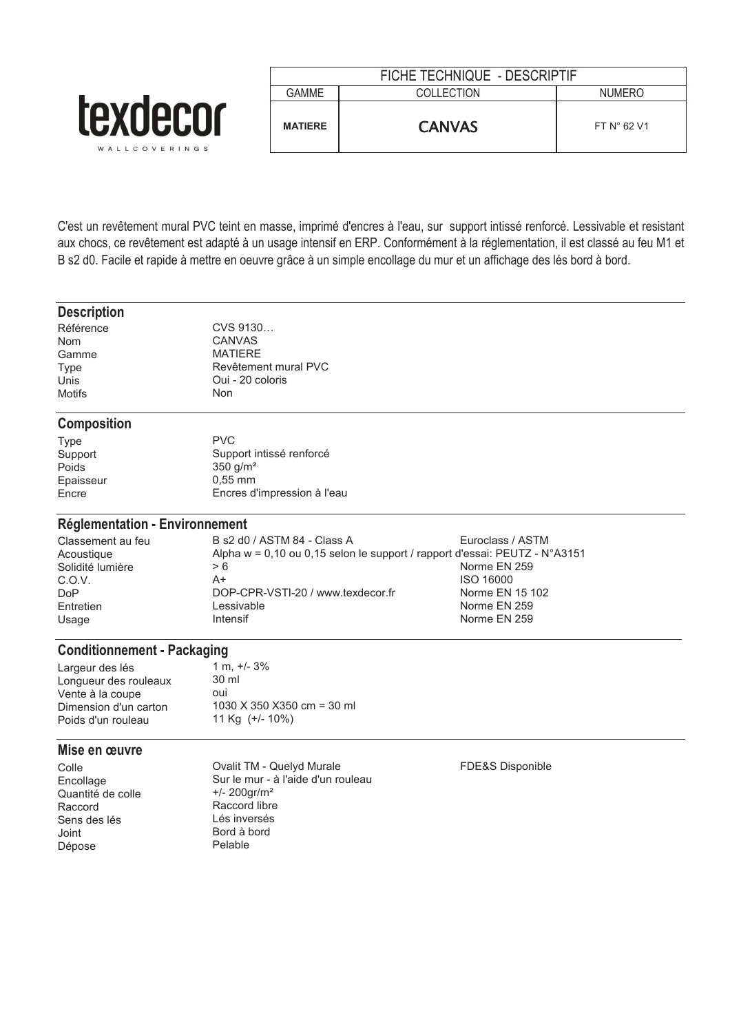texdecor
WALLCOVERINGS

| FICHE TECHNIQUE - DESCRIPTIF | | |
|---|---|---|
| GAMME | COLLECTION | NUMERO |
| **MATIERE** | **CANVAS** | FT N° 62 V1 |

C'est un revêtement mural PVC teint en masse, imprimé d'encres à l'eau, sur support intissé renforcé. Lessivable et resistant aux chocs, ce revêtement est adapté à un usage intensif en ERP. Conformément à la réglementation, il est classé au feu M1 et B s2 d0. Facile et rapide à mettre en oeuvre grâce à un simple encollage du mur et un affichage des lés bord à bord.

## Description

| | |
|---|---|
| Référence | CVS 9130… |
| Nom | CANVAS |
| Gamme | MATIERE |
| Type | Revêtement mural PVC |
| Unis | Oui - 20 coloris |
| Motifs | Non |

## Composition

| | |
|---|---|
| Type | PVC |
| Support | Support intissé renforcé |
| Poids | 350 g/m² |
| Epaisseur | 0,55 mm |
| Encre | Encres d'impression à l'eau |

## Réglementation - Environnement

| | | |
|---|---|---|
| Classement au feu | B s2 d0 / ASTM 84 - Class A | Euroclass / ASTM |
| Acoustique | Alpha w = 0,10 ou 0,15 selon le support / rapport d'essai: PEUTZ - N°A3151 | |
| Solidité lumière | > 6 | Norme EN 259 |
| C.O.V. | A+ | ISO 16000 |
| DoP | DOP-CPR-VSTI-20 / www.texdecor.fr | Norme EN 15 102 |
| Entretien | Lessivable | Norme EN 259 |
| Usage | Intensif | Norme EN 259 |

## Conditionnement - Packaging

| | |
|---|---|
| Largeur des lés | 1 m, +/- 3% |
| Longueur des rouleaux | 30 ml |
| Vente à la coupe | oui |
| Dimension d'un carton | 1030 X 350 X350 cm = 30 ml |
| Poids d'un rouleau | 11 Kg (+/- 10%) |

## Mise en œuvre

| | | |
|---|---|---|
| Colle | Ovalit TM - Quelyd Murale | FDE&S Disponible |
| Encollage | Sur le mur - à l'aide d'un rouleau | |
| Quantité de colle | +/- 200gr/m² | |
| Raccord | Raccord libre | |
| Sens des lés | Lés inversés | |
| Joint | Bord à bord | |
| Dépose | Pelable | |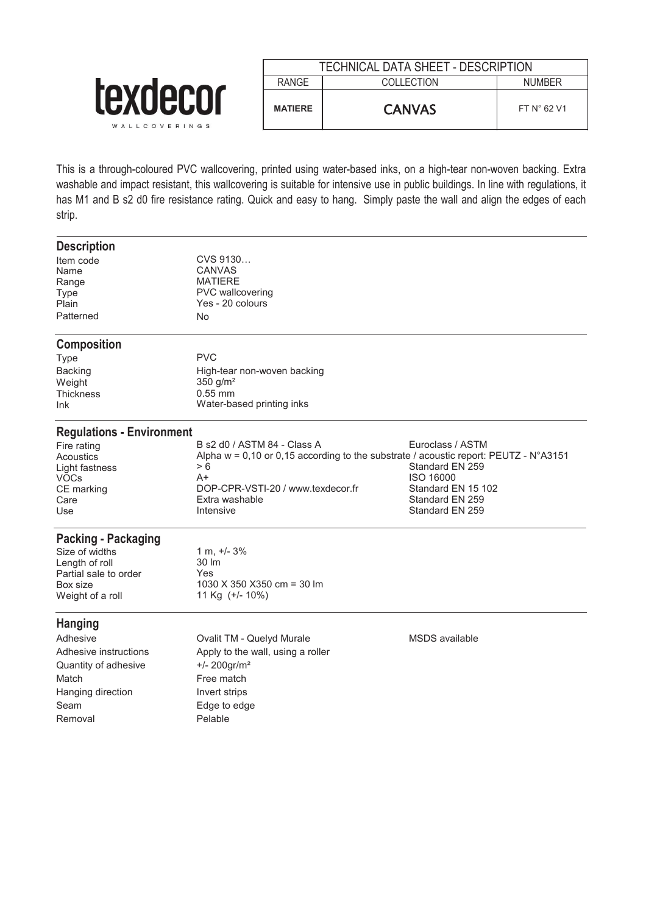**texdecor**
WALLCOVERINGS

| TECHNICAL DATA SHEET - DESCRIPTION | | |
|---|---|---|
| RANGE | COLLECTION | NUMBER |
| **MATIERE** | **CANVAS** | FT N° 62 V1 |

This is a through-coloured PVC wallcovering, printed using water-based inks, on a high-tear non-woven backing. Extra washable and impact resistant, this wallcovering is suitable for intensive use in public buildings. In line with regulations, it has M1 and B s2 d0 fire resistance rating. Quick and easy to hang. Simply paste the wall and align the edges of each strip.

## Description

| | |
|---|---|
| Item code | CVS 9130… |
| Name | CANVAS |
| Range | MATIERE |
| Type | PVC wallcovering |
| Plain | Yes - 20 colours |
| Patterned | No |

## Composition

| | |
|---|---|
| Type | PVC |
| Backing | High-tear non-woven backing |
| Weight | 350 g/m² |
| Thickness | 0.55 mm |
| Ink | Water-based printing inks |

## Regulations - Environment

| | | |
|---|---|---|
| Fire rating | B s2 d0 / ASTM 84 - Class A | Euroclass / ASTM |
| Acoustics | Alpha w = 0,10 or 0,15 according to the substrate / acoustic report: PEUTZ - N°A3151 | |
| Light fastness | > 6 | Standard EN 259 |
| VOCs | A+ | ISO 16000 |
| CE marking | DOP-CPR-VSTI-20 / www.texdecor.fr | Standard EN 15 102 |
| Care | Extra washable | Standard EN 259 |
| Use | Intensive | Standard EN 259 |

## Packing - Packaging

| | |
|---|---|
| Size of widths | 1 m, +/- 3% |
| Length of roll | 30 lm |
| Partial sale to order | Yes |
| Box size | 1030 X 350 X350 cm = 30 lm |
| Weight of a roll | 11 Kg (+/- 10%) |

## Hanging

| | | |
|---|---|---|
| Adhesive | Ovalit TM - Quelyd Murale | MSDS available |
| Adhesive instructions | Apply to the wall, using a roller | |
| Quantity of adhesive | +/- 200gr/m² | |
| Match | Free match | |
| Hanging direction | Invert strips | |
| Seam | Edge to edge | |
| Removal | Pelable | |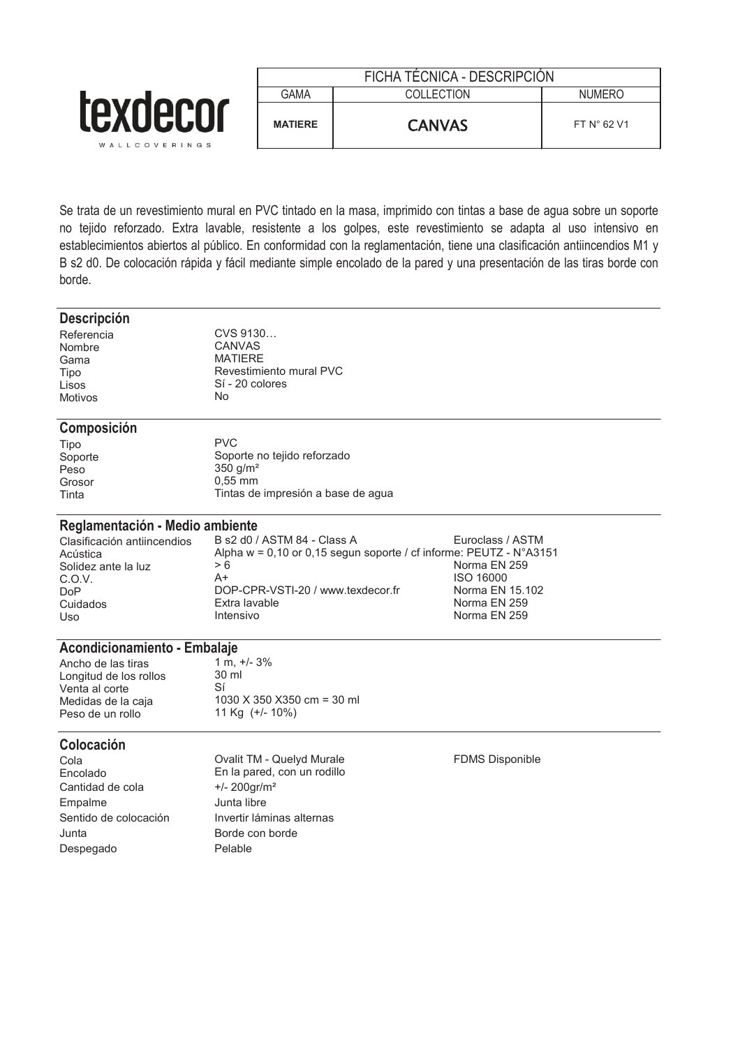texdecor
WALLCOVERINGS

| FICHA TÉCNICA - DESCRIPCIÓN | | |
|---|---|---|
| GAMA | COLLECTION | NUMERO |
| **MATIERE** | CANVAS | FT N° 62 V1 |

Se trata de un revestimiento mural en PVC tintado en la masa, imprimido con tintas a base de agua sobre un soporte no tejido reforzado. Extra lavable, resistente a los golpes, este revestimiento se adapta al uso intensivo en establecimientos abiertos al público. En conformidad con la reglamentación, tiene una clasificación antiincendios M1 y B s2 d0. De colocación rápida y fácil mediante simple encolado de la pared y una presentación de las tiras borde con borde.

## Descripción

| | |
|---|---|
| Referencia | CVS 9130… |
| Nombre | CANVAS |
| Gama | MATIERE |
| Tipo | Revestimiento mural PVC |
| Lisos | Sí - 20 colores |
| Motivos | No |

## Composición

| | |
|---|---|
| Tipo | PVC |
| Soporte | Soporte no tejido reforzado |
| Peso | 350 g/m² |
| Grosor | 0,55 mm |
| Tinta | Tintas de impresión a base de agua |

## Reglamentación - Medio ambiente

| | | |
|---|---|---|
| Clasificación antiincendios | B s2 d0 / ASTM 84 - Class A | Euroclass / ASTM |
| Acústica | Alpha w = 0,10 or 0,15 segun soporte / cf informe: PEUTZ - N°A3151 | |
| Solidez ante la luz | > 6 | Norma EN 259 |
| C.O.V. | A+ | ISO 16000 |
| DoP | DOP-CPR-VSTI-20 / www.texdecor.fr | Norma EN 15.102 |
| Cuidados | Extra lavable | Norma EN 259 |
| Uso | Intensivo | Norma EN 259 |

## Acondicionamiento - Embalaje

| | |
|---|---|
| Ancho de las tiras | 1 m, +/- 3% |
| Longitud de los rollos | 30 ml |
| Venta al corte | Sí |
| Medidas de la caja | 1030 X 350 X350 cm = 30 ml |
| Peso de un rollo | 11 Kg (+/- 10%) |

## Colocación

| | | |
|---|---|---|
| Cola | Ovalit TM - Quelyd Murale | FDMS Disponible |
| Encolado | En la pared, con un rodillo | |
| Cantidad de cola | +/- 200gr/m² | |
| Empalme | Junta libre | |
| Sentido de colocación | Invertir láminas alternas | |
| Junta | Borde con borde | |
| Despegado | Pelable | |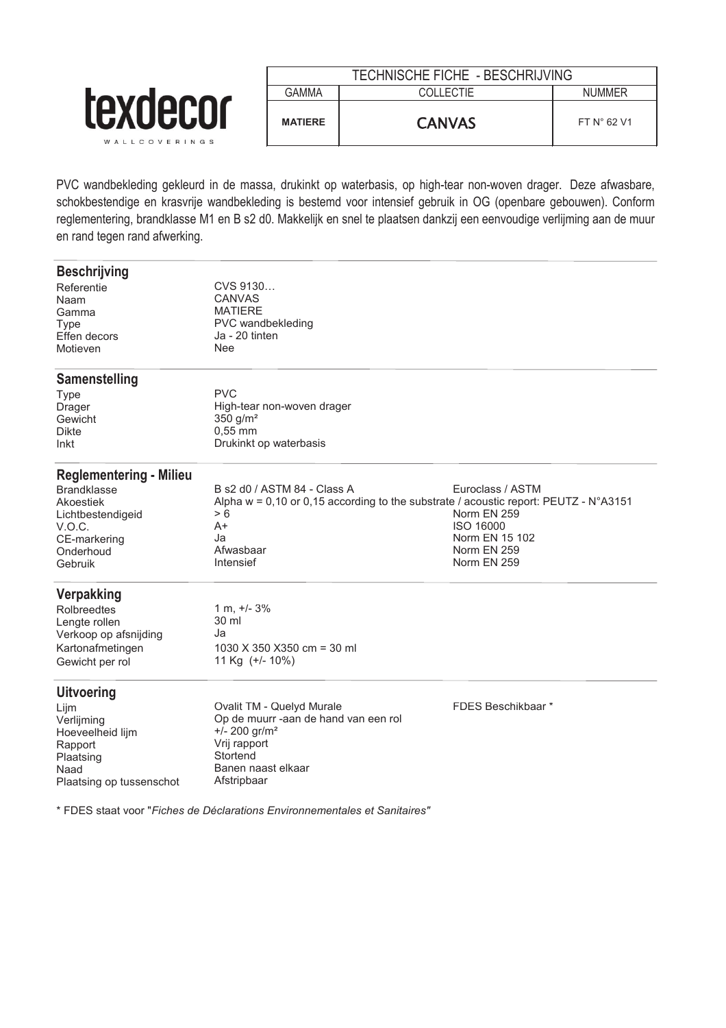texdecor
WALLCOVERINGS

| TECHNISCHE FICHE - BESCHRIJVING | | |
|---|---|---|
| GAMMA | COLLECTIE | NUMMER |
| **MATIERE** | CANVAS | FT N° 62 V1 |

PVC wandbekleding gekleurd in de massa, drukinkt op waterbasis, op high-tear non-woven drager. Deze afwasbare, schokbestendige en krasvrije wandbekleding is bestemd voor intensief gebruik in OG (openbare gebouwen). Conform reglementering, brandklasse M1 en B s2 d0. Makkelijk en snel te plaatsen dankzij een eenvoudige verlijming aan de muur en rand tegen rand afwerking.

## Beschrijving

| | |
|---|---|
| Referentie | CVS 9130… |
| Naam | CANVAS |
| Gamma | MATIERE |
| Type | PVC wandbekleding |
| Effen decors | Ja - 20 tinten |
| Motieven | Nee |

## Samenstelling

| | |
|---|---|
| Type | PVC |
| Drager | High-tear non-woven drager |
| Gewicht | 350 g/m² |
| Dikte | 0,55 mm |
| Inkt | Drukinkt op waterbasis |

## Reglementering - Milieu

| | | |
|---|---|---|
| Brandklasse | B s2 d0 / ASTM 84 - Class A | Euroclass / ASTM |
| Akoestiek | Alpha w = 0,10 or 0,15 according to the substrate / acoustic report: PEUTZ - N°A3151 | |
| Lichtbestendigeid | > 6 | Norm EN 259 |
| V.O.C. | A+ | ISO 16000 |
| CE-markering | Ja | Norm EN 15 102 |
| Onderhoud | Afwasbaar | Norm EN 259 |
| Gebruik | Intensief | Norm EN 259 |

## Verpakking

| | |
|---|---|
| Rolbreedtes | 1 m, +/- 3% |
| Lengte rollen | 30 ml |
| Verkoop op afsnijding | Ja |
| Kartonafmetingen | 1030 X 350 X350 cm = 30 ml |
| Gewicht per rol | 11 Kg (+/- 10%) |

## Uitvoering

| | | |
|---|---|---|
| Lijm | Ovalit TM - Quelyd Murale | FDES Beschikbaar * |
| Verlijming | Op de muurr -aan de hand van een rol | |
| Hoeveelheid lijm | +/- 200 gr/m² | |
| Rapport | Vrij rapport | |
| Plaatsing | Stortend | |
| Naad | Banen naast elkaar | |
| Plaatsing op tussenschot | Afstripbaar | |

* FDES staat voor "*Fiches de Déclarations Environnementales et Sanitaires*"